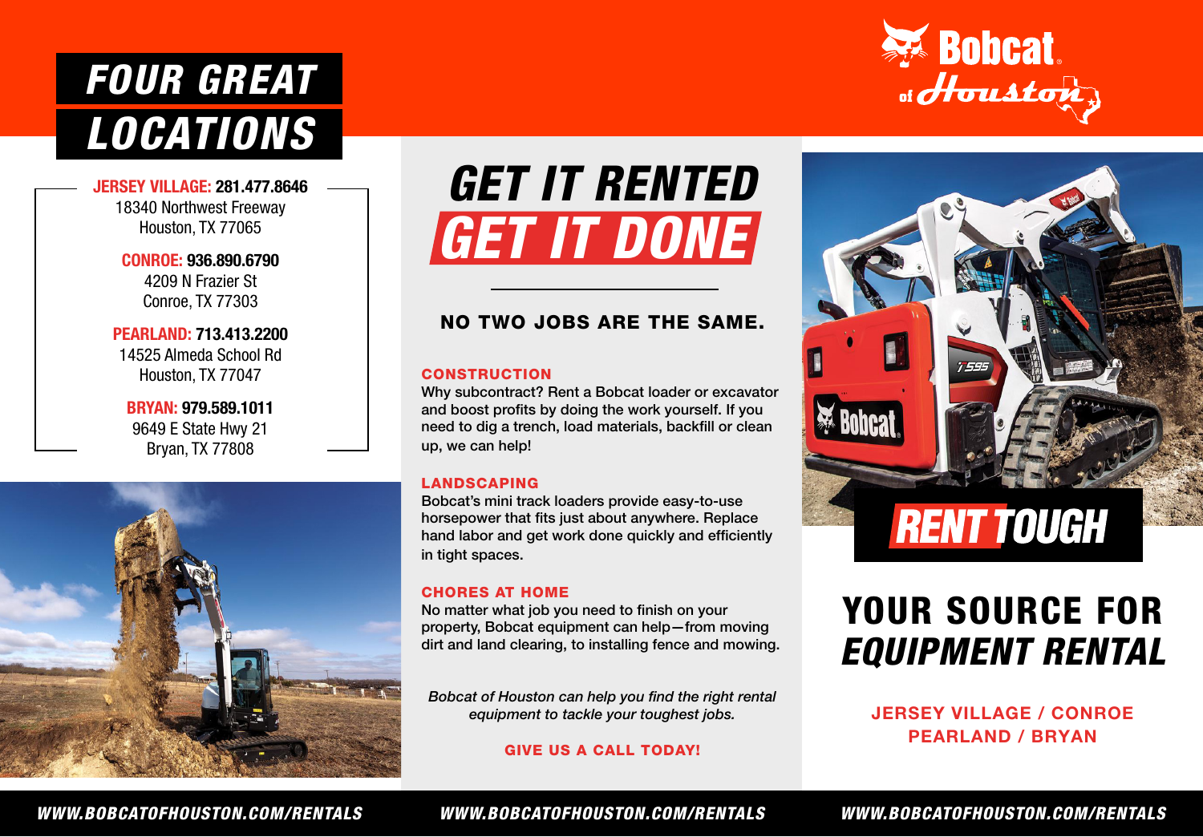# FOUR GREAT LOCATIONS

**JERSEY VILLAGE: 281.477.8646**
18340 Northwest Freeway
Houston, TX 77065

**CONROE: 936.890.6790**
4209 N Frazier St
Conroe, TX 77303

**PEARLAND: 713.413.2200**
14525 Almeda School Rd
Houston, TX 77047

**BRYAN: 979.589.1011**
9649 E State Hwy 21
Bryan, TX 77808

# GET IT RENTED GET IT DONE

## NO TWO JOBS ARE THE SAME.

### CONSTRUCTION

Why subcontract? Rent a Bobcat loader or excavator and boost profits by doing the work yourself. If you need to dig a trench, load materials, backfill or clean up, we can help!

### LANDSCAPING

Bobcat's mini track loaders provide easy-to-use horsepower that fits just about anywhere. Replace hand labor and get work done quickly and efficiently in tight spaces.

### CHORES AT HOME

No matter what job you need to finish on your property, Bobcat equipment can help—from moving dirt and land clearing, to installing fence and mowing.

*Bobcat of Houston can help you find the right rental equipment to tackle your toughest jobs.*

**GIVE US A CALL TODAY!**

Bobcat of Houston

# RENT TOUGH

# YOUR SOURCE FOR *EQUIPMENT RENTAL*

**JERSEY VILLAGE / CONROE**
**PEARLAND / BRYAN**

*WWW.BOBCATOFHOUSTON.COM/RENTALS*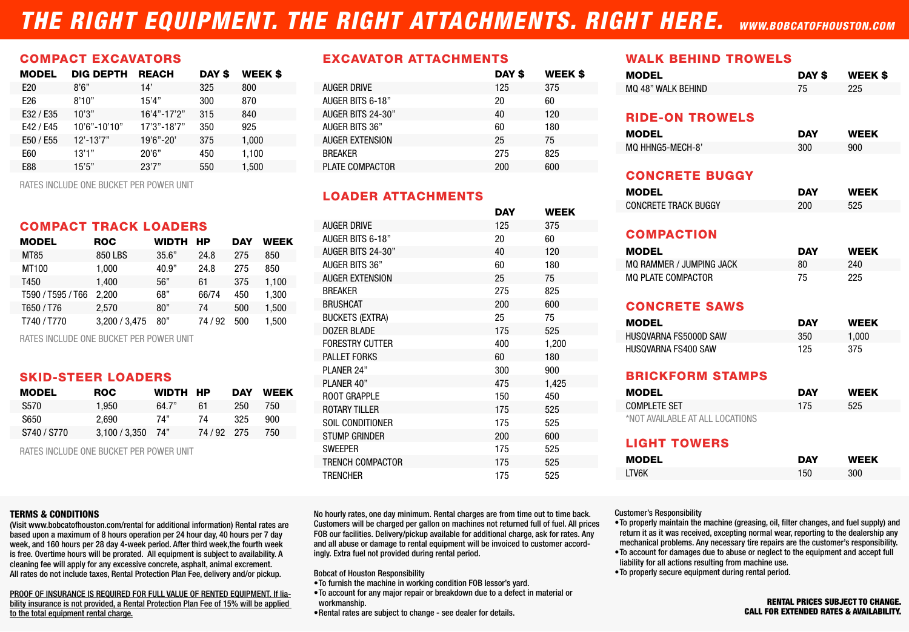# THE RIGHT EQUIPMENT. THE RIGHT ATTACHMENTS. RIGHT HERE.

WWW.BOBCATOFHOUSTON.COM

## COMPACT EXCAVATORS

| MODEL | DIG DEPTH | REACH | DAY $ | WEEK $ |
|---|---|---|---|---|
| E20 | 8'6" | 14' | 325 | 800 |
| E26 | 8'10" | 15'4" | 300 | 870 |
| E32 / E35 | 10'3" | 16'4"-17'2" | 315 | 840 |
| E42 / E45 | 10'6"-10'10" | 17'3"-18'7" | 350 | 925 |
| E50 / E55 | 12'-13'7" | 19'6"-20' | 375 | 1,000 |
| E60 | 13'1" | 20'6" | 450 | 1,100 |
| E88 | 15'5" | 23'7" | 550 | 1,500 |

RATES INCLUDE ONE BUCKET PER POWER UNIT

## COMPACT TRACK LOADERS

| MODEL | ROC | WIDTH | HP | DAY | WEEK |
|---|---|---|---|---|---|
| MT85 | 850 LBS | 35.6" | 24.8 | 275 | 850 |
| MT100 | 1,000 | 40.9" | 24.8 | 275 | 850 |
| T450 | 1,400 | 56" | 61 | 375 | 1,100 |
| T590 / T595 / T66 | 2,200 | 68" | 66/74 | 450 | 1,300 |
| T650 / T76 | 2,570 | 80" | 74 | 500 | 1,500 |
| T740 / T770 | 3,200 / 3,475 | 80" | 74 / 92 | 500 | 1,500 |

RATES INCLUDE ONE BUCKET PER POWER UNIT

## SKID-STEER LOADERS

| MODEL | ROC | WIDTH | HP | DAY | WEEK |
|---|---|---|---|---|---|
| S570 | 1,950 | 64.7" | 61 | 250 | 750 |
| S650 | 2,690 | 74" | 74 | 325 | 900 |
| S740 / S770 | 3,100 / 3,350 | 74" | 74 / 92 | 275 | 750 |

RATES INCLUDE ONE BUCKET PER POWER UNIT

## EXCAVATOR ATTACHMENTS

| | DAY $ | WEEK $ |
|---|---|---|
| AUGER DRIVE | 125 | 375 |
| AUGER BITS 6-18" | 20 | 60 |
| AUGER BITS 24-30" | 40 | 120 |
| AUGER BITS 36" | 60 | 180 |
| AUGER EXTENSION | 25 | 75 |
| BREAKER | 275 | 825 |
| PLATE COMPACTOR | 200 | 600 |

## LOADER ATTACHMENTS

| | DAY | WEEK |
|---|---|---|
| AUGER DRIVE | 125 | 375 |
| AUGER BITS 6-18" | 20 | 60 |
| AUGER BITS 24-30" | 40 | 120 |
| AUGER BITS 36" | 60 | 180 |
| AUGER EXTENSION | 25 | 75 |
| BREAKER | 275 | 825 |
| BRUSHCAT | 200 | 600 |
| BUCKETS (EXTRA) | 25 | 75 |
| DOZER BLADE | 175 | 525 |
| FORESTRY CUTTER | 400 | 1,200 |
| PALLET FORKS | 60 | 180 |
| PLANER 24" | 300 | 900 |
| PLANER 40" | 475 | 1,425 |
| ROOT GRAPPLE | 150 | 450 |
| ROTARY TILLER | 175 | 525 |
| SOIL CONDITIONER | 175 | 525 |
| STUMP GRINDER | 200 | 600 |
| SWEEPER | 175 | 525 |
| TRENCH COMPACTOR | 175 | 525 |
| TRENCHER | 175 | 525 |

## WALK BEHIND TROWELS

| MODEL | DAY $ | WEEK $ |
|---|---|---|
| MQ 48" WALK BEHIND | 75 | 225 |

## RIDE-ON TROWELS

| MODEL | DAY | WEEK |
|---|---|---|
| MQ HHNG5-MECH-8' | 300 | 900 |

## CONCRETE BUGGY

| MODEL | DAY | WEEK |
|---|---|---|
| CONCRETE TRACK BUGGY | 200 | 525 |

## COMPACTION

| MODEL | DAY | WEEK |
|---|---|---|
| MQ RAMMER / JUMPING JACK | 80 | 240 |
| MQ PLATE COMPACTOR | 75 | 225 |

## CONCRETE SAWS

| MODEL | DAY | WEEK |
|---|---|---|
| HUSQVARNA FS5000D SAW | 350 | 1,000 |
| HUSQVARNA FS400 SAW | 125 | 375 |

## BRICKFORM STAMPS

| MODEL | DAY | WEEK |
|---|---|---|
| COMPLETE SET | 175 | 525 |

*NOT AVAILABLE AT ALL LOCATIONS

## LIGHT TOWERS

| MODEL | DAY | WEEK |
|---|---|---|
| LTV6K | 150 | 300 |

**TERMS & CONDITIONS**

(Visit www.bobcatofhouston.com/rental for additional information) Rental rates are based upon a maximum of 8 hours operation per 24 hour day, 40 hours per 7 day week, and 160 hours per 28 day 4-week period. After third week,the fourth week is free. Overtime hours will be prorated. All equipment is subject to availability. A cleaning fee will apply for any excessive concrete, asphalt, animal excrement. All rates do not include taxes, Rental Protection Plan Fee, delivery and/or pickup.

PROOF OF INSURANCE IS REQUIRED FOR FULL VALUE OF RENTED EQUIPMENT. If liability insurance is not provided, a Rental Protection Plan Fee of 15% will be applied to the total equipment rental charge.

No hourly rates, one day minimum. Rental charges are from time out to time back. Customers will be charged per gallon on machines not returned full of fuel. All prices FOB our facilities. Delivery/pickup available for additional charge, ask for rates. Any and all abuse or damage to rental equipment will be invoiced to customer accordingly. Extra fuel not provided during rental period.

Bobcat of Houston Responsibility

- To furnish the machine in working condition FOB lessor's yard.
- To account for any major repair or breakdown due to a defect in material or workmanship.
- Rental rates are subject to change - see dealer for details.

Customer's Responsibility

- To properly maintain the machine (greasing, oil, filter changes, and fuel supply) and return it as it was received, excepting normal wear, reporting to the dealership any mechanical problems. Any necessary tire repairs are the customer's responsibility.
- To account for damages due to abuse or neglect to the equipment and accept full liability for all actions resulting from machine use.
- To properly secure equipment during rental period.

**RENTAL PRICES SUBJECT TO CHANGE.**
**CALL FOR EXTENDED RATES & AVAILABILITY.**